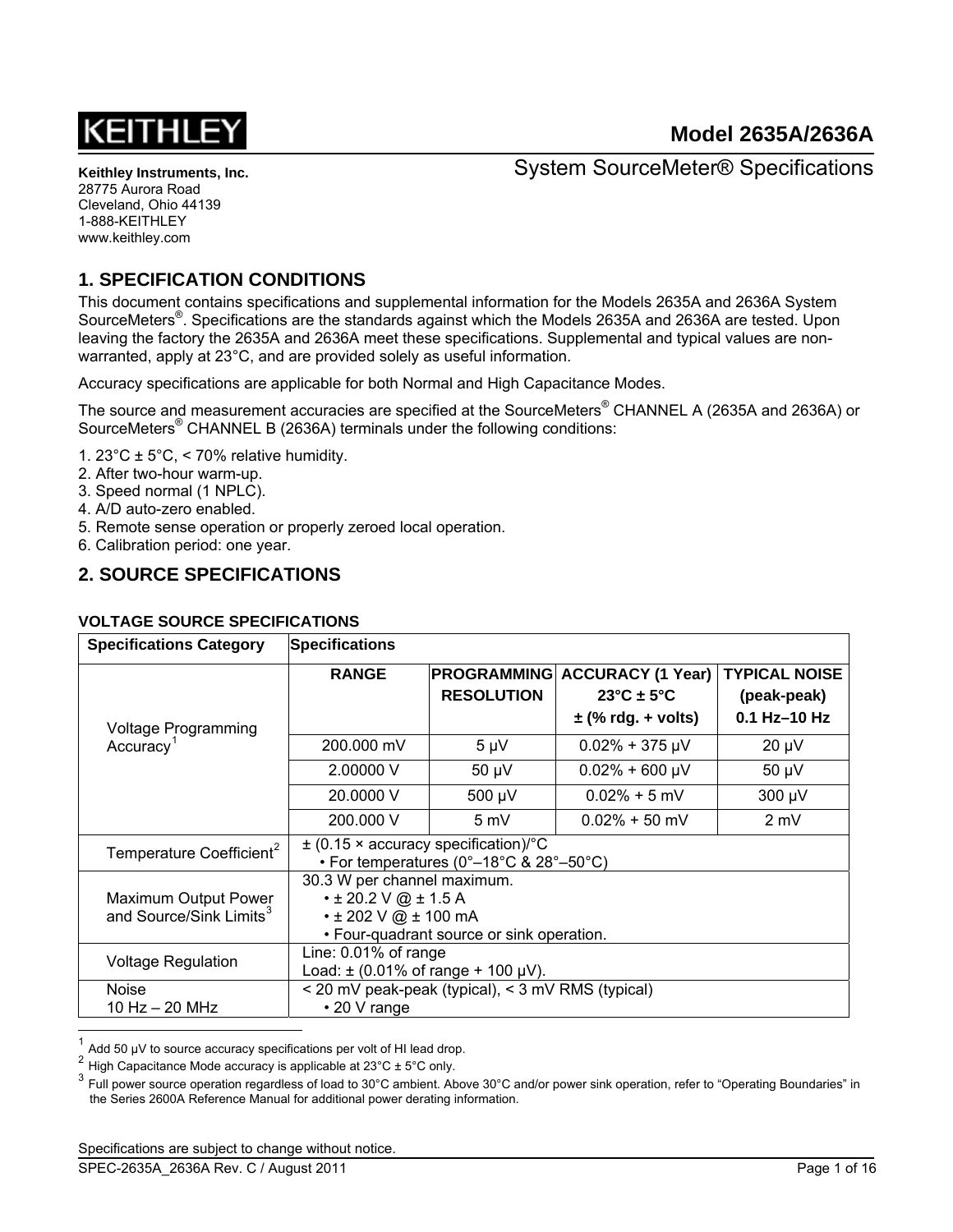KEITHLEY

# Model 2635A/2636A

## System SourceMeter® Specifications

**Keithley Instruments, Inc.**
28775 Aurora Road
Cleveland, Ohio 44139
1-888-KEITHLEY
www.keithley.com

## 1. SPECIFICATION CONDITIONS

This document contains specifications and supplemental information for the Models 2635A and 2636A System SourceMeters®. Specifications are the standards against which the Models 2635A and 2636A are tested. Upon leaving the factory the 2635A and 2636A meet these specifications. Supplemental and typical values are non-warranted, apply at 23°C, and are provided solely as useful information.

Accuracy specifications are applicable for both Normal and High Capacitance Modes.

The source and measurement accuracies are specified at the SourceMeters® CHANNEL A (2635A and 2636A) or SourceMeters® CHANNEL B (2636A) terminals under the following conditions:

1. 23°C ± 5°C, < 70% relative humidity.
2. After two-hour warm-up.
3. Speed normal (1 NPLC).
4. A/D auto-zero enabled.
5. Remote sense operation or properly zeroed local operation.
6. Calibration period: one year.

## 2. SOURCE SPECIFICATIONS

### VOLTAGE SOURCE SPECIFICATIONS

| Specifications Category | Specifications | | | |
|---|---|---|---|---|
| Voltage Programming Accuracy[1] | **RANGE** | **PROGRAMMING RESOLUTION** | **ACCURACY (1 Year) 23°C ± 5°C ± (% rdg. + volts)** | **TYPICAL NOISE (peak-peak) 0.1 Hz–10 Hz** |
| | 200.000 mV | 5 µV | 0.02% + 375 µV | 20 µV |
| | 2.00000 V | 50 µV | 0.02% + 600 µV | 50 µV |
| | 20.0000 V | 500 µV | 0.02% + 5 mV | 300 µV |
| | 200.000 V | 5 mV | 0.02% + 50 mV | 2 mV |
| Temperature Coefficient[2] | ± (0.15 × accuracy specification)/°C<br>• For temperatures (0°–18°C & 28°–50°C) | | | |
| Maximum Output Power and Source/Sink Limits[3] | 30.3 W per channel maximum.<br>• ± 20.2 V @ ± 1.5 A<br>• ± 202 V @ ± 100 mA<br>• Four-quadrant source or sink operation. | | | |
| Voltage Regulation | Line: 0.01% of range<br>Load: ± (0.01% of range + 100 µV). | | | |
| Noise 10 Hz – 20 MHz | < 20 mV peak-peak (typical), < 3 mV RMS (typical)<br>• 20 V range | | | |

[1] Add 50 µV to source accuracy specifications per volt of HI lead drop.

[2] High Capacitance Mode accuracy is applicable at 23°C ± 5°C only.

[3] Full power source operation regardless of load to 30°C ambient. Above 30°C and/or power sink operation, refer to "Operating Boundaries" in the Series 2600A Reference Manual for additional power derating information.

Specifications are subject to change without notice.

SPEC-2635A_2636A Rev. C / August 2011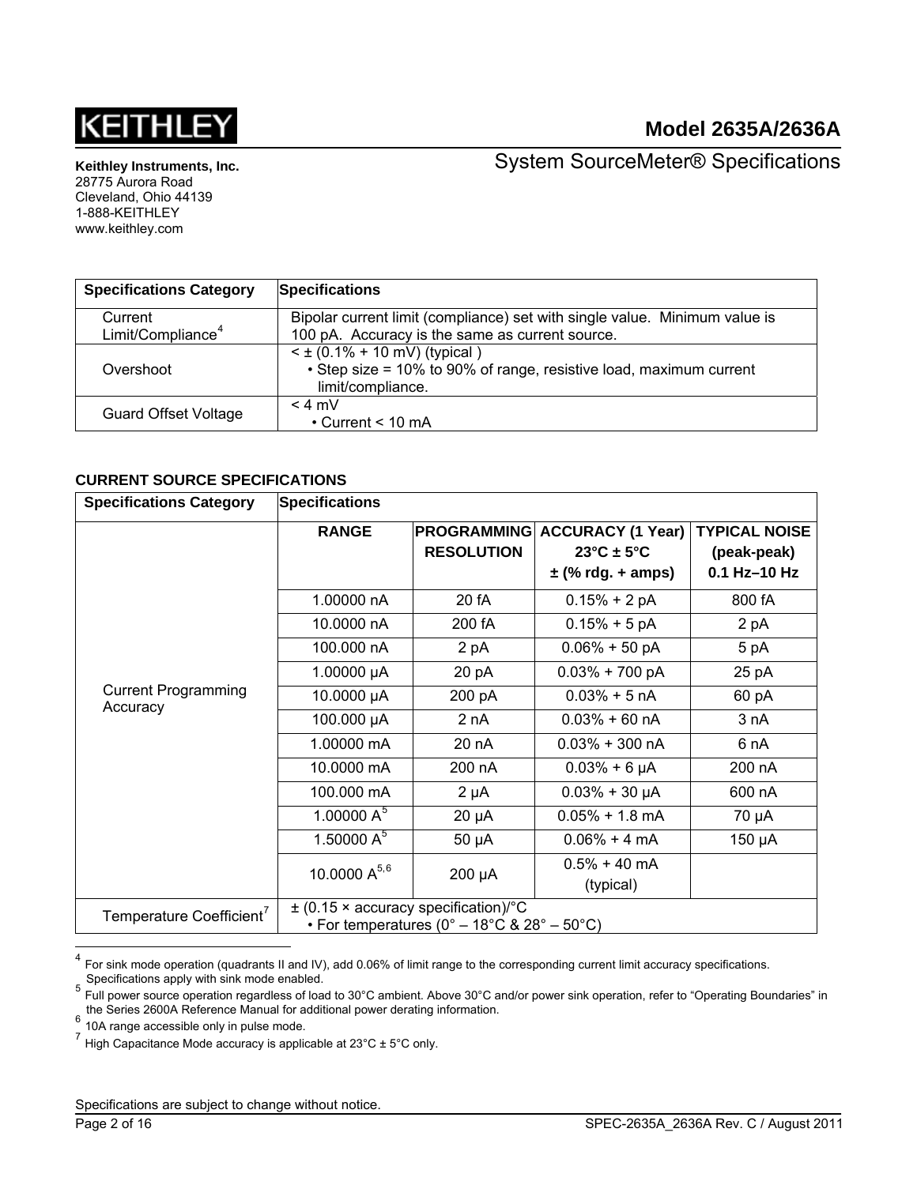| Specifications Category | Specifications |
|---|---|
| Current Limit/Compliance[4] | Bipolar current limit (compliance) set with single value. Minimum value is 100 pA. Accuracy is the same as current source. |
| Overshoot | < ± (0.1% + 10 mV) (typical ) • Step size = 10% to 90% of range, resistive load, maximum current limit/compliance. |
| Guard Offset Voltage | < 4 mV • Current < 10 mA |

**CURRENT SOURCE SPECIFICATIONS**

| Specifications Category | Specifications | | | |
|---|---|---|---|---|
| | **RANGE** | **PROGRAMMING RESOLUTION** | **ACCURACY (1 Year) 23°C ± 5°C ± (% rdg. + amps)** | **TYPICAL NOISE (peak-peak) 0.1 Hz–10 Hz** |
| Current Programming Accuracy | 1.00000 nA | 20 fA | 0.15% + 2 pA | 800 fA |
| | 10.0000 nA | 200 fA | 0.15% + 5 pA | 2 pA |
| | 100.000 nA | 2 pA | 0.06% + 50 pA | 5 pA |
| | 1.00000 µA | 20 pA | 0.03% + 700 pA | 25 pA |
| | 10.0000 µA | 200 pA | 0.03% + 5 nA | 60 pA |
| | 100.000 µA | 2 nA | 0.03% + 60 nA | 3 nA |
| | 1.00000 mA | 20 nA | 0.03% + 300 nA | 6 nA |
| | 10.0000 mA | 200 nA | 0.03% + 6 µA | 200 nA |
| | 100.000 mA | 2 µA | 0.03% + 30 µA | 600 nA |
| | 1.00000 A[5] | 20 µA | 0.05% + 1.8 mA | 70 µA |
| | 1.50000 A[5] | 50 µA | 0.06% + 4 mA | 150 µA |
| | 10.0000 A[5,6] | 200 µA | 0.5% + 40 mA (typical) | |
| Temperature Coefficient[7] | ± (0.15 × accuracy specification)/°C • For temperatures (0° – 18°C & 28° – 50°C) | | | |

[4] For sink mode operation (quadrants II and IV), add 0.06% of limit range to the corresponding current limit accuracy specifications. Specifications apply with sink mode enabled.

[5] Full power source operation regardless of load to 30°C ambient. Above 30°C and/or power sink operation, refer to "Operating Boundaries" in the Series 2600A Reference Manual for additional power derating information.

[6] 10A range accessible only in pulse mode.

[7] High Capacitance Mode accuracy is applicable at 23°C ± 5°C only.

Specifications are subject to change without notice.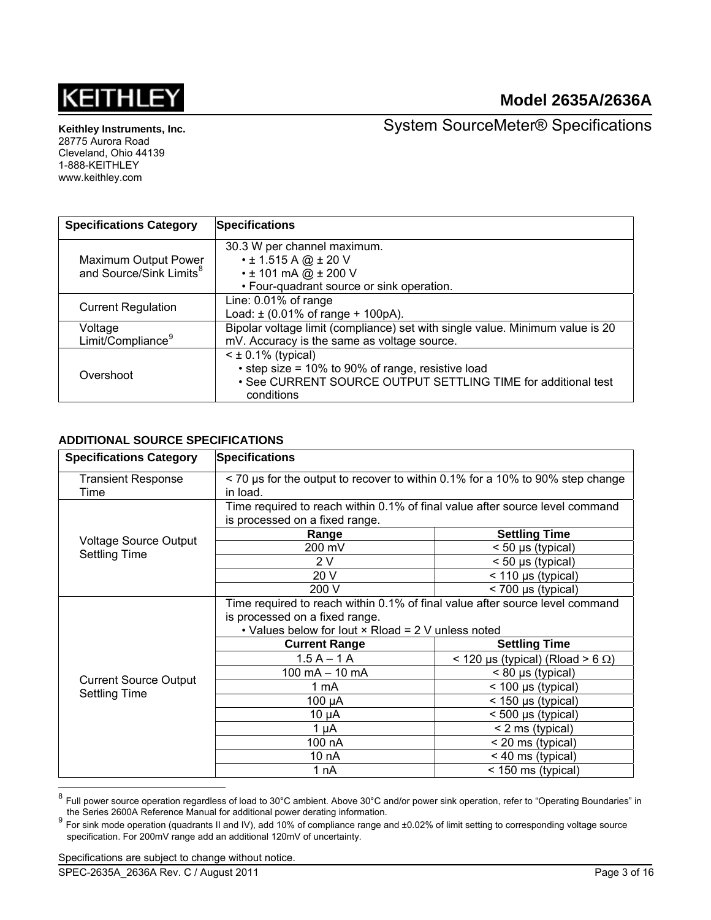| Specifications Category | Specifications |
| --- | --- |
| Maximum Output Power and Source/Sink Limits[8] | 30.3 W per channel maximum.<br>• ± 1.515 A @ ± 20 V<br>• ± 101 mA @ ± 200 V<br>• Four-quadrant source or sink operation. |
| Current Regulation | Line: 0.01% of range<br>Load: ± (0.01% of range + 100pA). |
| Voltage Limit/Compliance[9] | Bipolar voltage limit (compliance) set with single value. Minimum value is 20 mV. Accuracy is the same as voltage source. |
| Overshoot | < ± 0.1% (typical)<br>• step size = 10% to 90% of range, resistive load<br>• See CURRENT SOURCE OUTPUT SETTLING TIME for additional test conditions |

**ADDITIONAL SOURCE SPECIFICATIONS**

| Specifications Category | Specifications | |
| --- | --- | --- |
| Transient Response Time | < 70 µs for the output to recover to within 0.1% for a 10% to 90% step change in load. | |
| Voltage Source Output Settling Time | Time required to reach within 0.1% of final value after source level command is processed on a fixed range. | |
| | **Range** | **Settling Time** |
| | 200 mV | < 50 µs (typical) |
| | 2 V | < 50 µs (typical) |
| | 20 V | < 110 µs (typical) |
| | 200 V | < 700 µs (typical) |
| Current Source Output Settling Time | Time required to reach within 0.1% of final value after source level command is processed on a fixed range.<br>• Values below for Iout × Rload = 2 V unless noted | |
| | **Current Range** | **Settling Time** |
| | 1.5 A – 1 A | < 120 µs (typical) (Rload > 6 Ω) |
| | 100 mA – 10 mA | < 80 µs (typical) |
| | 1 mA | < 100 µs (typical) |
| | 100 µA | < 150 µs (typical) |
| | 10 µA | < 500 µs (typical) |
| | 1 µA | < 2 ms (typical) |
| | 100 nA | < 20 ms (typical) |
| | 10 nA | < 40 ms (typical) |
| | 1 nA | < 150 ms (typical) |

[8] Full power source operation regardless of load to 30°C ambient. Above 30°C and/or power sink operation, refer to "Operating Boundaries" in the Series 2600A Reference Manual for additional power derating information.

[9] For sink mode operation (quadrants II and IV), add 10% of compliance range and ±0.02% of limit setting to corresponding voltage source specification. For 200mV range add an additional 120mV of uncertainty.

Specifications are subject to change without notice.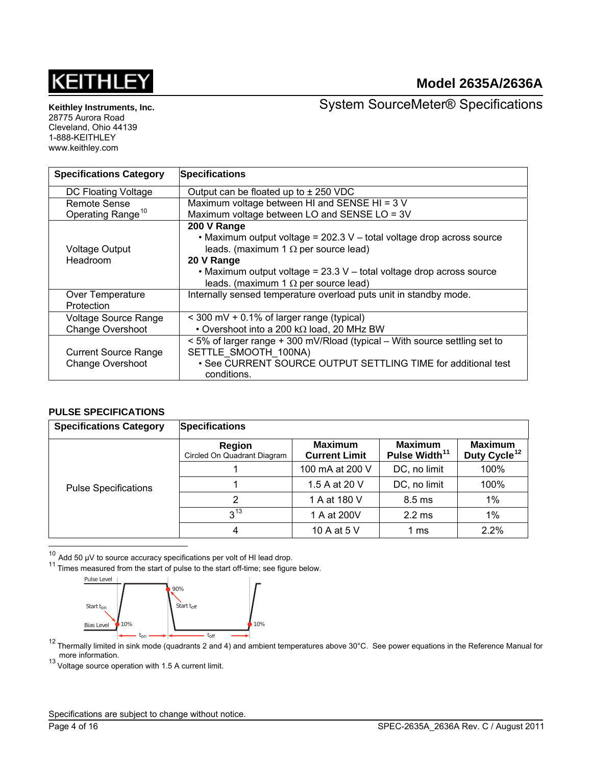| Specifications Category | Specifications |
|---|---|
| DC Floating Voltage | Output can be floated up to ± 250 VDC |
| Remote Sense Operating Range[10] | Maximum voltage between HI and SENSE HI = 3 V<br>Maximum voltage between LO and SENSE LO = 3V |
| Voltage Output Headroom | **200 V Range**<br>• Maximum output voltage = 202.3 V – total voltage drop across source leads. (maximum 1 Ω per source lead)<br>**20 V Range**<br>• Maximum output voltage = 23.3 V – total voltage drop across source leads. (maximum 1 Ω per source lead) |
| Over Temperature Protection | Internally sensed temperature overload puts unit in standby mode. |
| Voltage Source Range Change Overshoot | < 300 mV + 0.1% of larger range (typical)<br>• Overshoot into a 200 kΩ load, 20 MHz BW |
| Current Source Range Change Overshoot | < 5% of larger range + 300 mV/Rload (typical – With source settling set to SETTLE_SMOOTH_100NA)<br>• See CURRENT SOURCE OUTPUT SETTLING TIME for additional test conditions. |

## PULSE SPECIFICATIONS

| Specifications Category | Region (Circled On Quadrant Diagram) | Maximum Current Limit | Maximum Pulse Width[11] | Maximum Duty Cycle[12] |
|---|---|---|---|---|
| Pulse Specifications | 1 | 100 mA at 200 V | DC, no limit | 100% |
| | 1 | 1.5 A at 20 V | DC, no limit | 100% |
| | 2 | 1 A at 180 V | 8.5 ms | 1% |
| | 3[13] | 1 A at 200V | 2.2 ms | 1% |
| | 4 | 10 A at 5 V | 1 ms | 2.2% |

[10] Add 50 µV to source accuracy specifications per volt of HI lead drop.

[11] Times measured from the start of pulse to the start off-time; see figure below.

Pulse Level; Bias Level; Start $t_{on}$; Start $t_{off}$; 10%; 90%; 10%; $t_{on}$; $t_{off}$

[12] Thermally limited in sink mode (quadrants 2 and 4) and ambient temperatures above 30°C. See power equations in the Reference Manual for more information.

[13] Voltage source operation with 1.5 A current limit.

Specifications are subject to change without notice.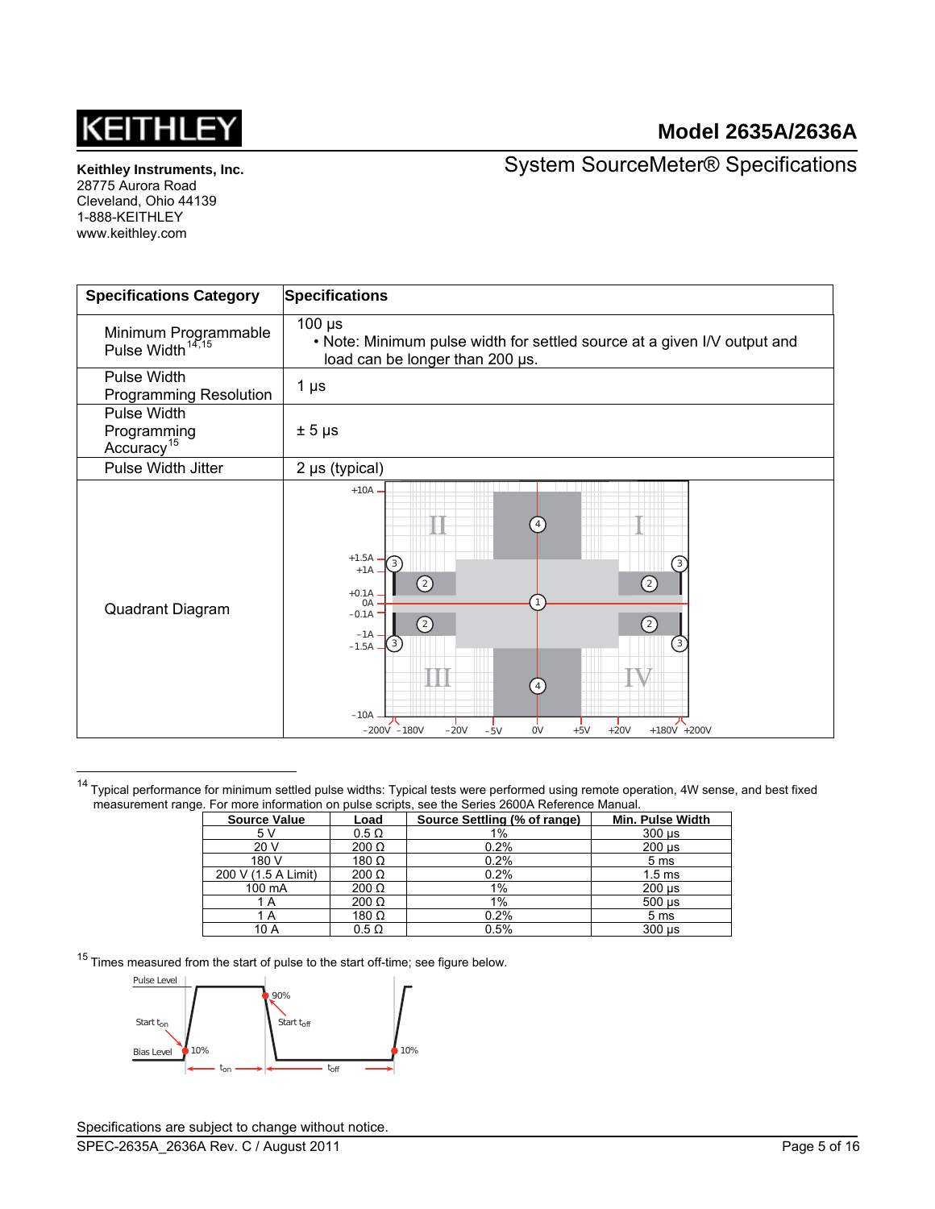| Specifications Category | Specifications |
|---|---|
| Minimum Programmable Pulse Width[14,15] | 100 µs<br>• Note: Minimum pulse width for settled source at a given I/V output and load can be longer than 200 µs. |
| Pulse Width Programming Resolution | 1 µs |
| Pulse Width Programming Accuracy[15] | ± 5 µs |
| Pulse Width Jitter | 2 µs (typical) |
| Quadrant Diagram | |

---

[14] Typical performance for minimum settled pulse widths: Typical tests were performed using remote operation, 4W sense, and best fixed measurement range. For more information on pulse scripts, see the Series 2600A Reference Manual.

| Source Value | Load | Source Settling (% of range) | Min. Pulse Width |
|---|---|---|---|
| 5 V | 0.5 Ω | 1% | 300 µs |
| 20 V | 200 Ω | 0.2% | 200 µs |
| 180 V | 180 Ω | 0.2% | 5 ms |
| 200 V (1.5 A Limit) | 200 Ω | 0.2% | 1.5 ms |
| 100 mA | 200 Ω | 1% | 200 µs |
| 1 A | 200 Ω | 1% | 500 µs |
| 1 A | 180 Ω | 0.2% | 5 ms |
| 10 A | 0.5 Ω | 0.5% | 300 µs |

[15] Times measured from the start of pulse to the start off-time; see figure below.

Specifications are subject to change without notice.
SPEC-2635A_2636A Rev. C / August 2011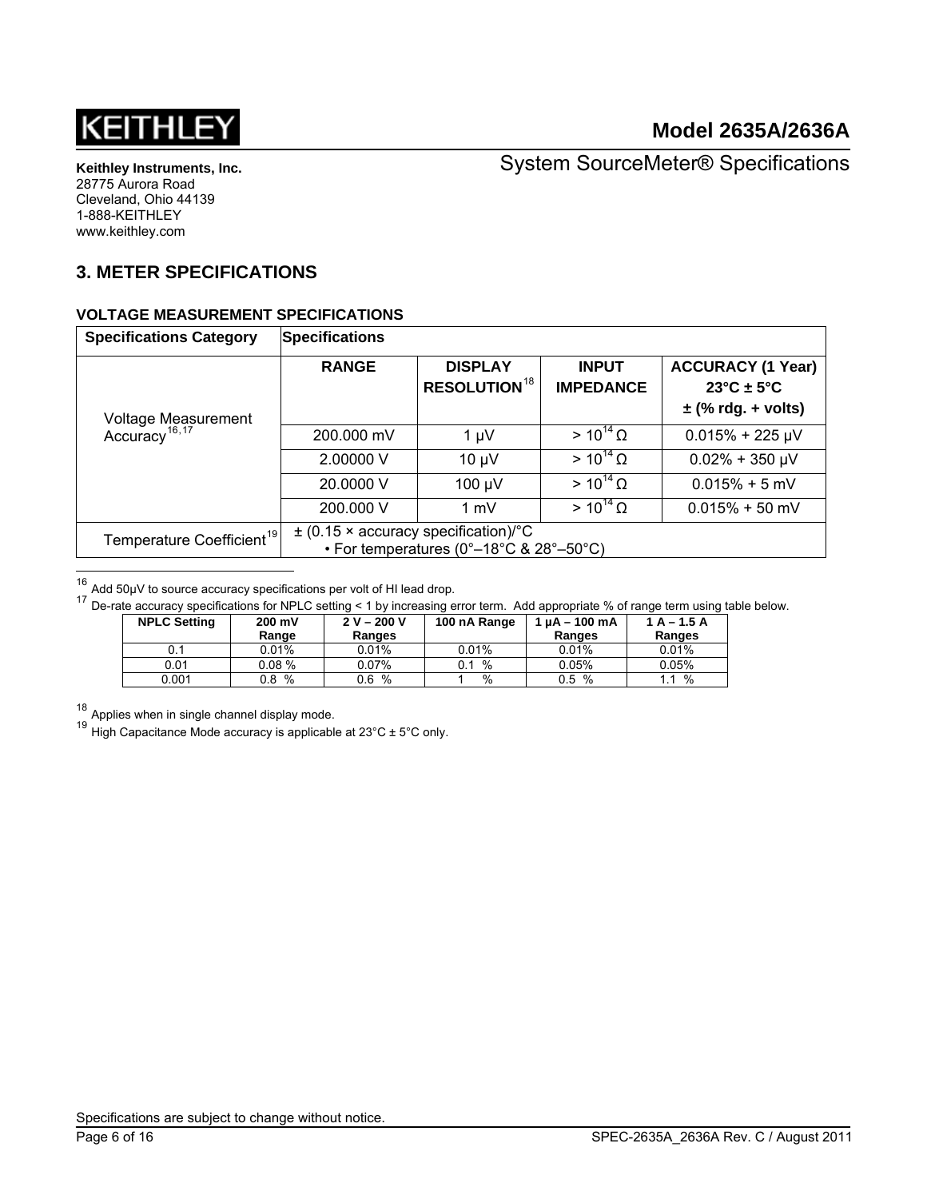## 3. METER SPECIFICATIONS

### VOLTAGE MEASUREMENT SPECIFICATIONS

| Specifications Category | Specifications | | | |
|---|---|---|---|---|
| | **RANGE** | **DISPLAY RESOLUTION**[18] | **INPUT IMPEDANCE** | **ACCURACY (1 Year) 23°C ± 5°C ± (% rdg. + volts)** |
| Voltage Measurement Accuracy[16,17] | 200.000 mV | 1 µV | $> 10^{14}$ Ω | 0.015% + 225 µV |
| | 2.00000 V | 10 µV | $> 10^{14}$ Ω | 0.02% + 350 µV |
| | 20.0000 V | 100 µV | $> 10^{14}$ Ω | 0.015% + 5 mV |
| | 200.000 V | 1 mV | $> 10^{14}$ Ω | 0.015% + 50 mV |
| Temperature Coefficient[19] | ± (0.15 × accuracy specification)/°C • For temperatures (0°–18°C & 28°–50°C) | | | |

[16] Add 50µV to source accuracy specifications per volt of HI lead drop.

[17] De-rate accuracy specifications for NPLC setting < 1 by increasing error term. Add appropriate % of range term using table below.

| NPLC Setting | 200 mV Range | 2 V – 200 V Ranges | 100 nA Range | 1 µA – 100 mA Ranges | 1 A – 1.5 A Ranges |
|---|---|---|---|---|---|
| 0.1 | 0.01% | 0.01% | 0.01% | 0.01% | 0.01% |
| 0.01 | 0.08 % | 0.07% | 0.1 % | 0.05% | 0.05% |
| 0.001 | 0.8 % | 0.6 % | 1 % | 0.5 % | 1.1 % |

[18] Applies when in single channel display mode.

[19] High Capacitance Mode accuracy is applicable at 23°C ± 5°C only.

Specifications are subject to change without notice.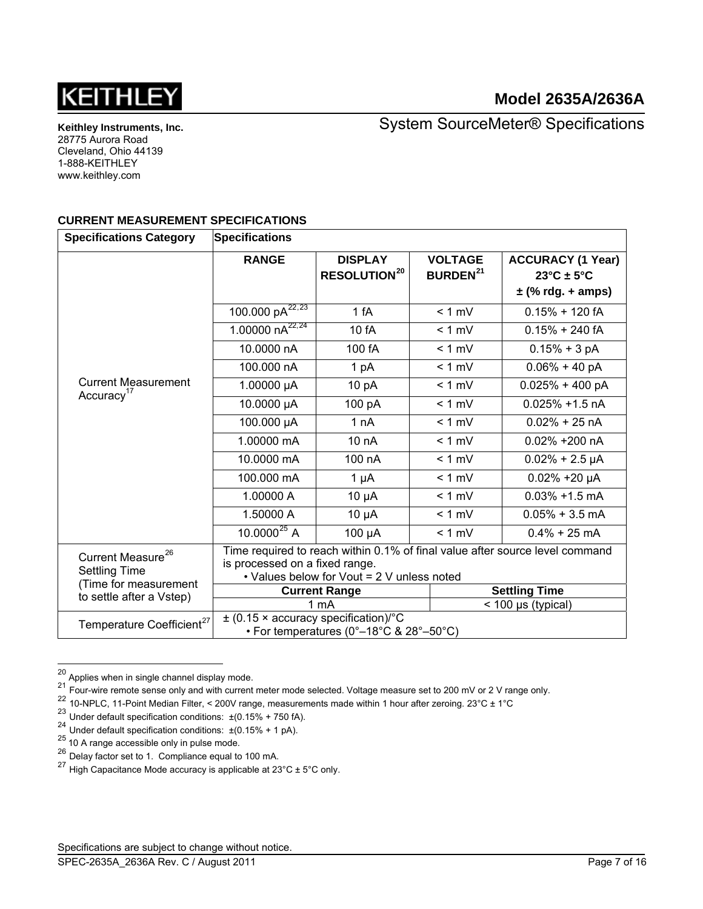### CURRENT MEASUREMENT SPECIFICATIONS

| Specifications Category | Specifications | | | |
|---|---|---|---|---|
| | **RANGE** | **DISPLAY RESOLUTION**[20] | **VOLTAGE BURDEN**[21] | **ACCURACY (1 Year) 23°C ± 5°C ± (% rdg. + amps)** |
| Current Measurement Accuracy[17] | 100.000 pA[22, 23] | 1 fA | < 1 mV | 0.15% + 120 fA |
| | 1.00000 nA[22, 24] | 10 fA | < 1 mV | 0.15% + 240 fA |
| | 10.0000 nA | 100 fA | < 1 mV | 0.15% + 3 pA |
| | 100.000 nA | 1 pA | < 1 mV | 0.06% + 40 pA |
| | 1.00000 µA | 10 pA | < 1 mV | 0.025% + 400 pA |
| | 10.0000 µA | 100 pA | < 1 mV | 0.025% +1.5 nA |
| | 100.000 µA | 1 nA | < 1 mV | 0.02% + 25 nA |
| | 1.00000 mA | 10 nA | < 1 mV | 0.02% +200 nA |
| | 10.0000 mA | 100 nA | < 1 mV | 0.02% + 2.5 µA |
| | 100.000 mA | 1 µA | < 1 mV | 0.02% +20 µA |
| | 1.00000 A | 10 µA | < 1 mV | 0.03% +1.5 mA |
| | 1.50000 A | 10 µA | < 1 mV | 0.05% + 3.5 mA |
| | 10.0000[25] A | 100 µA | < 1 mV | 0.4% + 25 mA |
| Current Measure[26] Settling Time (Time for measurement to settle after a Vstep) | Time required to reach within 0.1% of final value after source level command is processed on a fixed range. • Values below for Vout = 2 V unless noted | | | |
| | **Current Range** | | **Settling Time** | |
| | 1 mA | | < 100 µs (typical) | |
| Temperature Coefficient[27] | ± (0.15 × accuracy specification)/°C • For temperatures (0°–18°C & 28°–50°C) | | | |

[20] Applies when in single channel display mode.
[21] Four-wire remote sense only and with current meter mode selected. Voltage measure set to 200 mV or 2 V range only.
[22] 10-NPLC, 11-Point Median Filter, < 200V range, measurements made within 1 hour after zeroing. 23°C ± 1°C
[23] Under default specification conditions: ±(0.15% + 750 fA).
[24] Under default specification conditions: ±(0.15% + 1 pA).
[25] 10 A range accessible only in pulse mode.
[26] Delay factor set to 1. Compliance equal to 100 mA.
[27] High Capacitance Mode accuracy is applicable at 23°C ± 5°C only.

Specifications are subject to change without notice.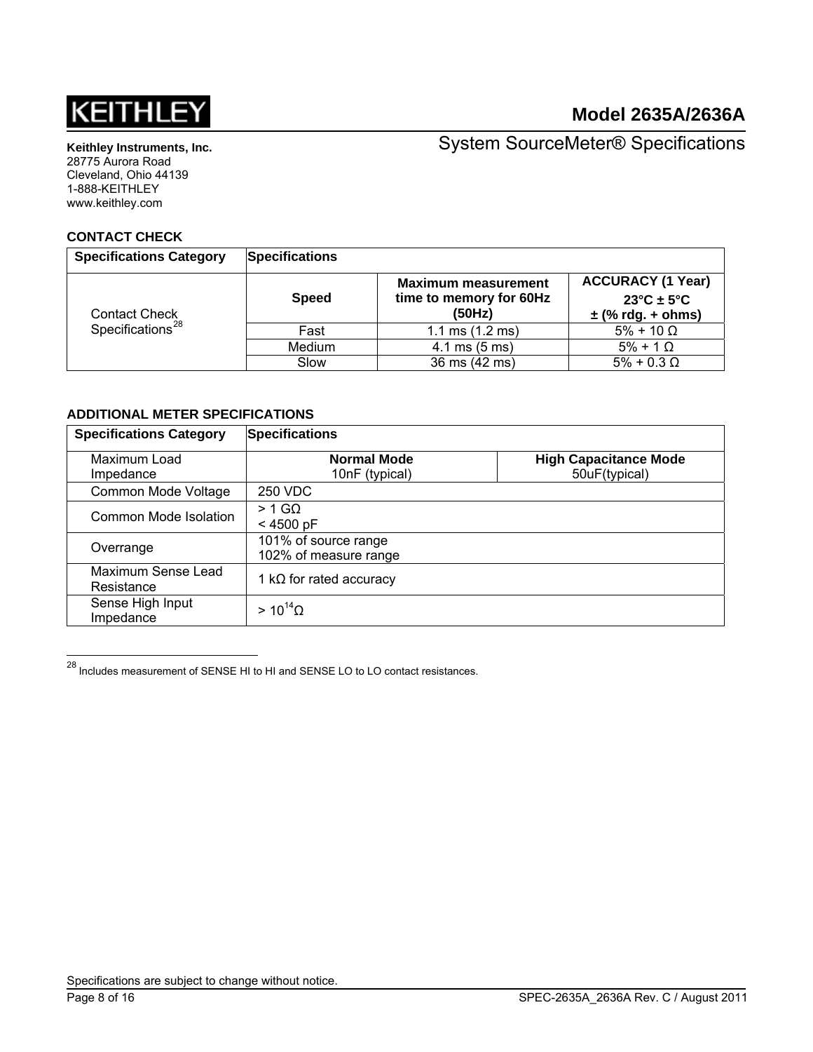## CONTACT CHECK

| Specifications Category | Specifications | | |
|---|---|---|---|
| Contact Check Specifications[28] | **Speed** | **Maximum measurement time to memory for 60Hz (50Hz)** | **ACCURACY (1 Year) 23°C ± 5°C ± (% rdg. + ohms)** |
| | Fast | 1.1 ms (1.2 ms) | 5% + 10 Ω |
| | Medium | 4.1 ms (5 ms) | 5% + 1 Ω |
| | Slow | 36 ms (42 ms) | 5% + 0.3 Ω |

## ADDITIONAL METER SPECIFICATIONS

| Specifications Category | Specifications | |
|---|---|---|
| Maximum Load Impedance | **Normal Mode** 10nF (typical) | **High Capacitance Mode** 50uF(typical) |
| Common Mode Voltage | 250 VDC | |
| Common Mode Isolation | > 1 GΩ<br>< 4500 pF | |
| Overrange | 101% of source range<br>102% of measure range | |
| Maximum Sense Lead Resistance | 1 kΩ for rated accuracy | |
| Sense High Input Impedance | > $10^{14}$Ω | |

[28] Includes measurement of SENSE HI to HI and SENSE LO to LO contact resistances.

Specifications are subject to change without notice.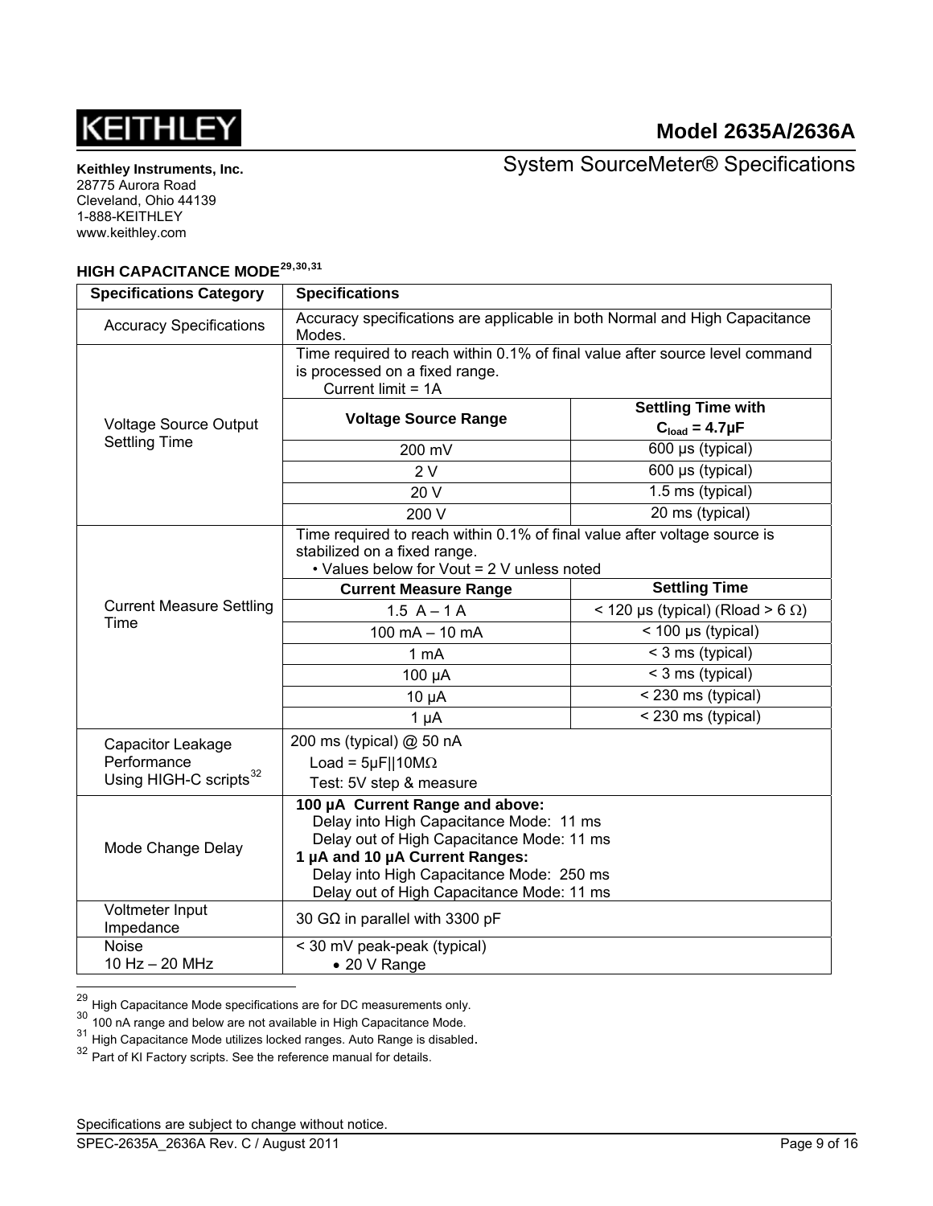## HIGH CAPACITANCE MODE[29,30,31]

| Specifications Category | Specifications | |
|---|---|---|
| Accuracy Specifications | Accuracy specifications are applicable in both Normal and High Capacitance Modes. | |
| Voltage Source Output Settling Time | Time required to reach within 0.1% of final value after source level command is processed on a fixed range.<br>Current limit = 1A | |
| | **Voltage Source Range** | **Settling Time with $C_{load}$ = 4.7μF** |
| | 200 mV | 600 μs (typical) |
| | 2 V | 600 μs (typical) |
| | 20 V | 1.5 ms (typical) |
| | 200 V | 20 ms (typical) |
| Current Measure Settling Time | Time required to reach within 0.1% of final value after voltage source is stabilized on a fixed range.<br>• Values below for Vout = 2 V unless noted | |
| | **Current Measure Range** | **Settling Time** |
| | 1.5 A – 1 A | < 120 μs (typical) (Rload > 6 Ω) |
| | 100 mA – 10 mA | < 100 μs (typical) |
| | 1 mA | < 3 ms (typical) |
| | 100 μA | < 3 ms (typical) |
| | 10 μA | < 230 ms (typical) |
| | 1 μA | < 230 ms (typical) |
| Capacitor Leakage Performance Using HIGH-C scripts[32] | 200 ms (typical) @ 50 nA<br>Load = 5μF\|\|10MΩ<br>Test: 5V step & measure | |
| Mode Change Delay | **100 μA Current Range and above:**<br>Delay into High Capacitance Mode: 11 ms<br>Delay out of High Capacitance Mode: 11 ms<br>**1 μA and 10 μA Current Ranges:**<br>Delay into High Capacitance Mode: 250 ms<br>Delay out of High Capacitance Mode: 11 ms | |
| Voltmeter Input Impedance | 30 GΩ in parallel with 3300 pF | |
| Noise<br>10 Hz – 20 MHz | < 30 mV peak-peak (typical)<br>• 20 V Range | |

[29] High Capacitance Mode specifications are for DC measurements only.
[30] 100 nA range and below are not available in High Capacitance Mode.
[31] High Capacitance Mode utilizes locked ranges. Auto Range is disabled.
[32] Part of KI Factory scripts. See the reference manual for details.

Specifications are subject to change without notice.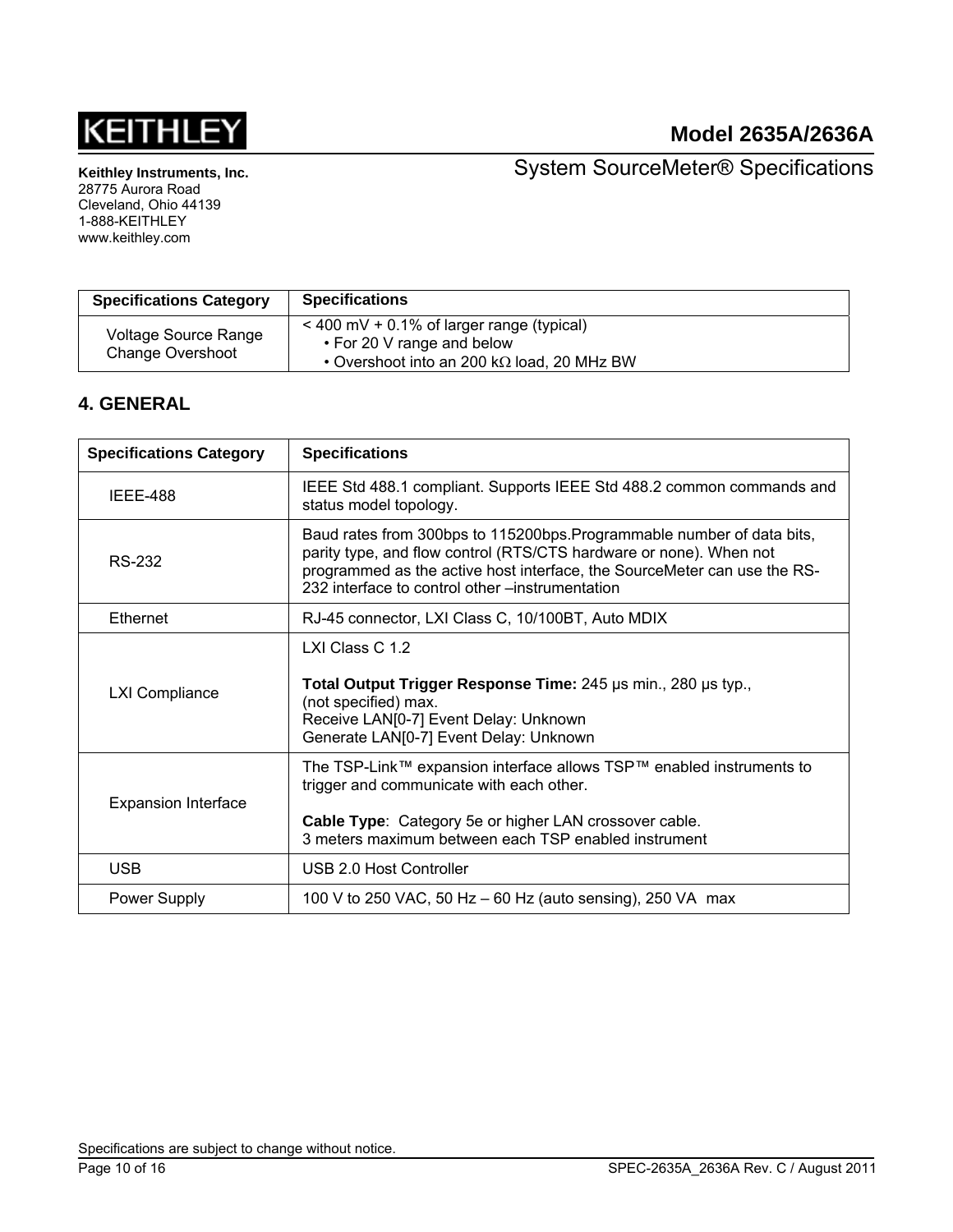| Specifications Category | Specifications |
|---|---|
| Voltage Source Range Change Overshoot | < 400 mV + 0.1% of larger range (typical)<br>• For 20 V range and below<br>• Overshoot into an 200 kΩ load, 20 MHz BW |

## 4. GENERAL

| Specifications Category | Specifications |
|---|---|
| IEEE-488 | IEEE Std 488.1 compliant. Supports IEEE Std 488.2 common commands and status model topology. |
| RS-232 | Baud rates from 300bps to 115200bps.Programmable number of data bits, parity type, and flow control (RTS/CTS hardware or none). When not programmed as the active host interface, the SourceMeter can use the RS-232 interface to control other –instrumentation |
| Ethernet | RJ-45 connector, LXI Class C, 10/100BT, Auto MDIX |
| LXI Compliance | LXI Class C 1.2<br><br>**Total Output Trigger Response Time:** 245 µs min., 280 µs typ., (not specified) max.<br>Receive LAN[0-7] Event Delay: Unknown<br>Generate LAN[0-7] Event Delay: Unknown |
| Expansion Interface | The TSP-Link™ expansion interface allows TSP™ enabled instruments to trigger and communicate with each other.<br><br>**Cable Type**: Category 5e or higher LAN crossover cable.<br>3 meters maximum between each TSP enabled instrument |
| USB | USB 2.0 Host Controller |
| Power Supply | 100 V to 250 VAC, 50 Hz – 60 Hz (auto sensing), 250 VA max |

Specifications are subject to change without notice.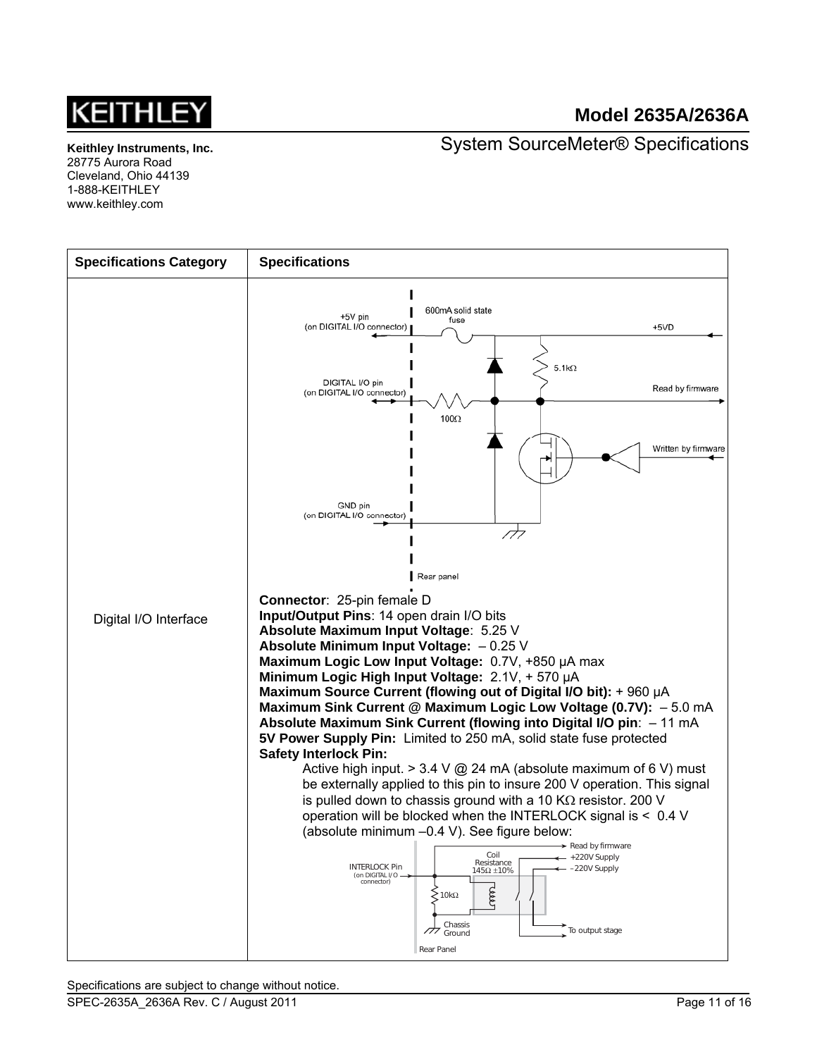| Specifications Category | Specifications |
|---|---|
| Digital I/O Interface | **Connector**: 25-pin female D<br>**Input/Output Pins**: 14 open drain I/O bits<br>**Absolute Maximum Input Voltage**: 5.25 V<br>**Absolute Minimum Input Voltage:** – 0.25 V<br>**Maximum Logic Low Input Voltage:** 0.7V, +850 µA max<br>**Minimum Logic High Input Voltage:** 2.1V, + 570 µA<br>**Maximum Source Current (flowing out of Digital I/O bit):** + 960 µA<br>**Maximum Sink Current @ Maximum Logic Low Voltage (0.7V):** – 5.0 mA<br>**Absolute Maximum Sink Current (flowing into Digital I/O pin**: – 11 mA<br>**5V Power Supply Pin:** Limited to 250 mA, solid state fuse protected<br>**Safety Interlock Pin:**<br>Active high input. > 3.4 V @ 24 mA (absolute maximum of 6 V) must be externally applied to this pin to insure 200 V operation. This signal is pulled down to chassis ground with a 10 KΩ resistor. 200 V operation will be blocked when the INTERLOCK signal is < 0.4 V (absolute minimum –0.4 V). See figure below: |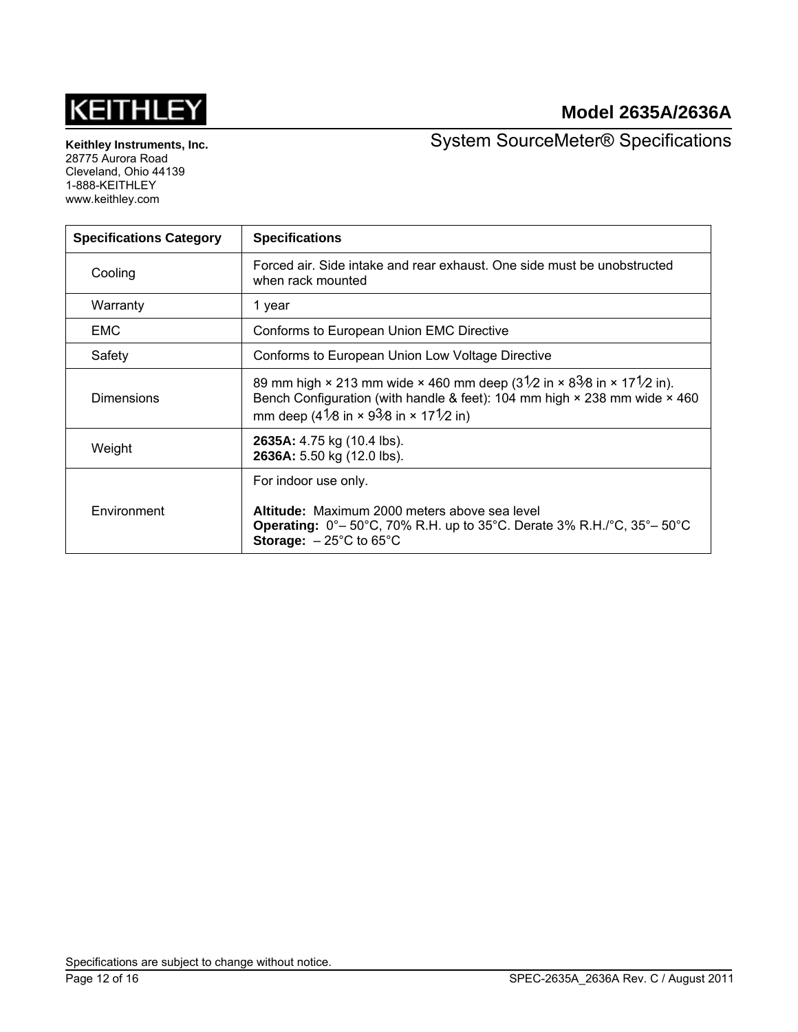| Specifications Category | Specifications |
| --- | --- |
| Cooling | Forced air. Side intake and rear exhaust. One side must be unobstructed when rack mounted |
| Warranty | 1 year |
| EMC | Conforms to European Union EMC Directive |
| Safety | Conforms to European Union Low Voltage Directive |
| Dimensions | 89 mm high × 213 mm wide × 460 mm deep (3½ in × 8⅜ in × 17½ in). Bench Configuration (with handle & feet): 104 mm high × 238 mm wide × 460 mm deep (4⅛ in × 9⅜ in × 17½ in) |
| Weight | **2635A:** 4.75 kg (10.4 lbs).<br>**2636A:** 5.50 kg (12.0 lbs). |
| Environment | For indoor use only.<br><br>**Altitude:** Maximum 2000 meters above sea level<br>**Operating:** 0°– 50°C, 70% R.H. up to 35°C. Derate 3% R.H./°C, 35°– 50°C<br>**Storage:** – 25°C to 65°C |

Specifications are subject to change without notice.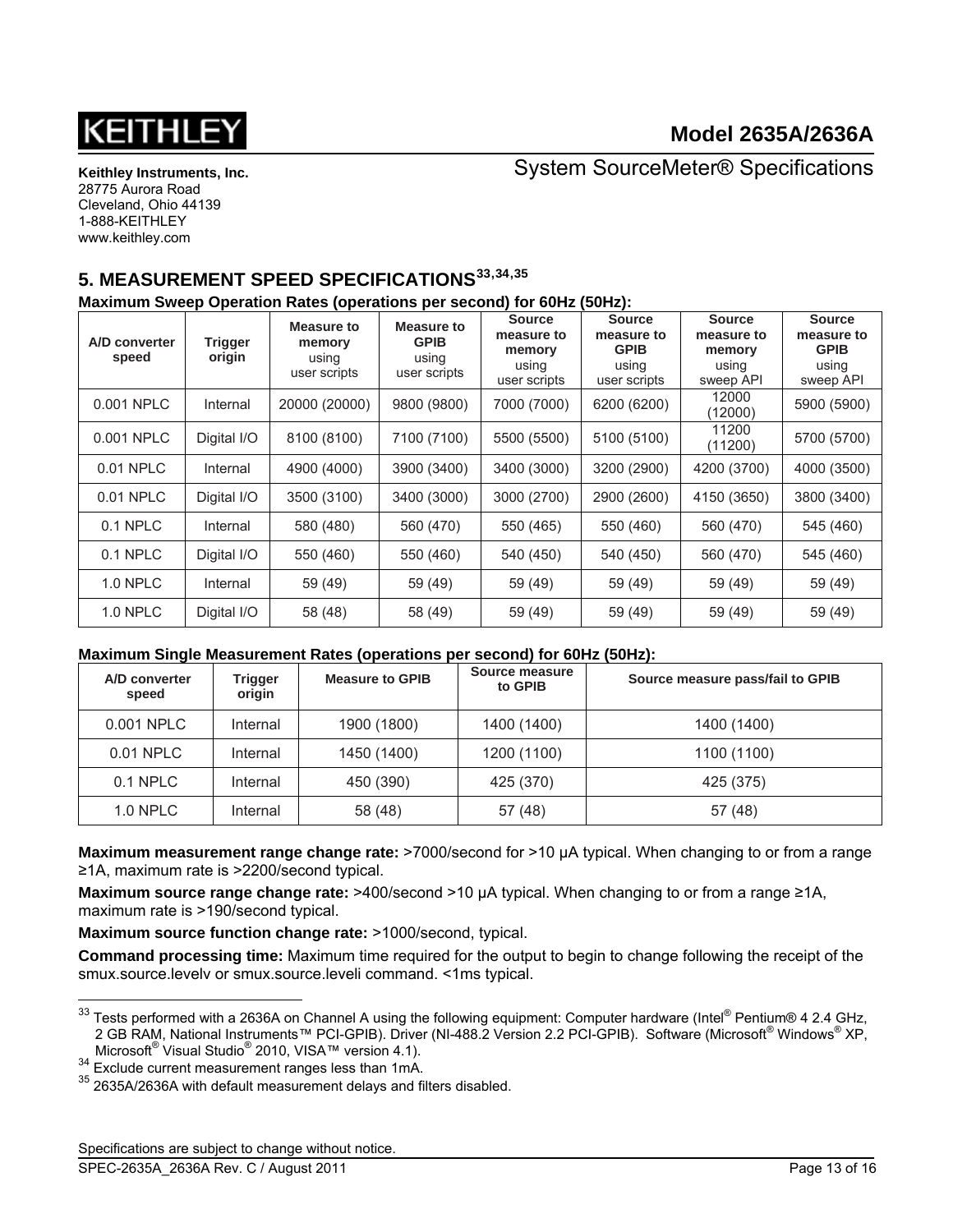## 5. MEASUREMENT SPEED SPECIFICATIONS[33,34,35]

**Maximum Sweep Operation Rates (operations per second) for 60Hz (50Hz):**

| A/D converter speed | Trigger origin | Measure to memory using user scripts | Measure to GPIB using user scripts | Source measure to memory using user scripts | Source measure to GPIB using user scripts | Source measure to memory using sweep API | Source measure to GPIB using sweep API |
|---|---|---|---|---|---|---|---|
| 0.001 NPLC | Internal | 20000 (20000) | 9800 (9800) | 7000 (7000) | 6200 (6200) | 12000 (12000) | 5900 (5900) |
| 0.001 NPLC | Digital I/O | 8100 (8100) | 7100 (7100) | 5500 (5500) | 5100 (5100) | 11200 (11200) | 5700 (5700) |
| 0.01 NPLC | Internal | 4900 (4000) | 3900 (3400) | 3400 (3000) | 3200 (2900) | 4200 (3700) | 4000 (3500) |
| 0.01 NPLC | Digital I/O | 3500 (3100) | 3400 (3000) | 3000 (2700) | 2900 (2600) | 4150 (3650) | 3800 (3400) |
| 0.1 NPLC | Internal | 580 (480) | 560 (470) | 550 (465) | 550 (460) | 560 (470) | 545 (460) |
| 0.1 NPLC | Digital I/O | 550 (460) | 550 (460) | 540 (450) | 540 (450) | 560 (470) | 545 (460) |
| 1.0 NPLC | Internal | 59 (49) | 59 (49) | 59 (49) | 59 (49) | 59 (49) | 59 (49) |
| 1.0 NPLC | Digital I/O | 58 (48) | 58 (49) | 59 (49) | 59 (49) | 59 (49) | 59 (49) |

**Maximum Single Measurement Rates (operations per second) for 60Hz (50Hz):**

| A/D converter speed | Trigger origin | Measure to GPIB | Source measure to GPIB | Source measure pass/fail to GPIB |
|---|---|---|---|---|
| 0.001 NPLC | Internal | 1900 (1800) | 1400 (1400) | 1400 (1400) |
| 0.01 NPLC | Internal | 1450 (1400) | 1200 (1100) | 1100 (1100) |
| 0.1 NPLC | Internal | 450 (390) | 425 (370) | 425 (375) |
| 1.0 NPLC | Internal | 58 (48) | 57 (48) | 57 (48) |

**Maximum measurement range change rate:** >7000/second for >10 µA typical. When changing to or from a range ≥1A, maximum rate is >2200/second typical.

**Maximum source range change rate:** >400/second >10 µA typical. When changing to or from a range ≥1A, maximum rate is >190/second typical.

**Maximum source function change rate:** >1000/second, typical.

**Command processing time:** Maximum time required for the output to begin to change following the receipt of the smux.source.levelv or smux.source.leveli command. <1ms typical.

---

[33] Tests performed with a 2636A on Channel A using the following equipment: Computer hardware (Intel® Pentium® 4 2.4 GHz, 2 GB RAM, National Instruments™ PCI-GPIB). Driver (NI-488.2 Version 2.2 PCI-GPIB). Software (Microsoft® Windows® XP, Microsoft® Visual Studio® 2010, VISA™ version 4.1).

[34] Exclude current measurement ranges less than 1mA.

[35] 2635A/2636A with default measurement delays and filters disabled.

Specifications are subject to change without notice.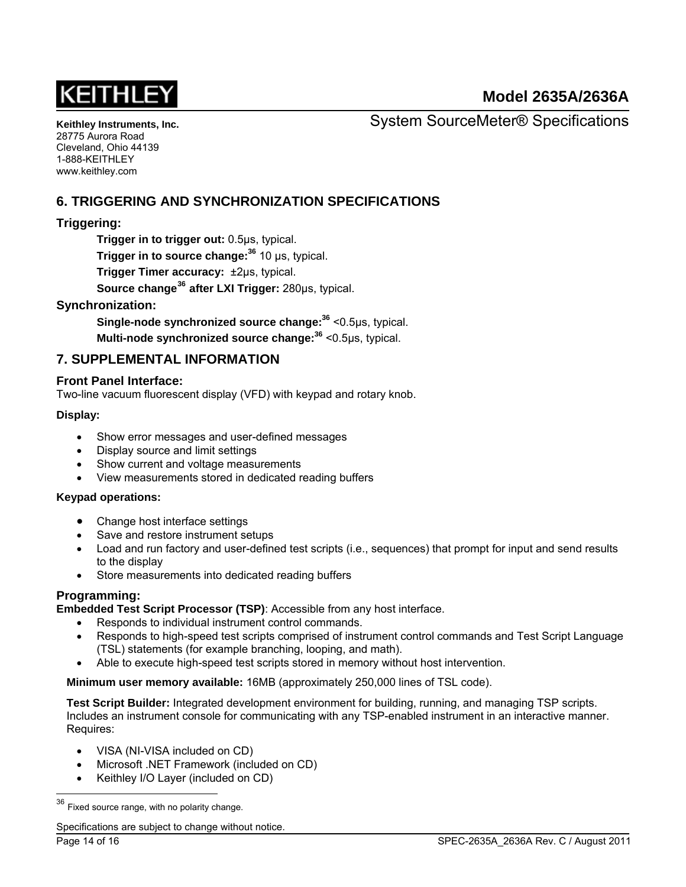## 6. TRIGGERING AND SYNCHRONIZATION SPECIFICATIONS

### Triggering:

**Trigger in to trigger out:** 0.5µs, typical.

**Trigger in to source change:**[36] 10 µs, typical.

**Trigger Timer accuracy:** ±2µs, typical.

**Source change[36] after LXI Trigger:** 280µs, typical.

### Synchronization:

**Single-node synchronized source change:**[36] <0.5µs, typical.

**Multi-node synchronized source change:**[36] <0.5µs, typical.

## 7. SUPPLEMENTAL INFORMATION

### Front Panel Interface:

Two-line vacuum fluorescent display (VFD) with keypad and rotary knob.

**Display:**

- Show error messages and user-defined messages
- Display source and limit settings
- Show current and voltage measurements
- View measurements stored in dedicated reading buffers

**Keypad operations:**

- Change host interface settings
- Save and restore instrument setups
- Load and run factory and user-defined test scripts (i.e., sequences) that prompt for input and send results to the display
- Store measurements into dedicated reading buffers

### Programming:

**Embedded Test Script Processor (TSP)**: Accessible from any host interface.

- Responds to individual instrument control commands.
- Responds to high-speed test scripts comprised of instrument control commands and Test Script Language (TSL) statements (for example branching, looping, and math).
- Able to execute high-speed test scripts stored in memory without host intervention.

**Minimum user memory available:** 16MB (approximately 250,000 lines of TSL code).

**Test Script Builder:** Integrated development environment for building, running, and managing TSP scripts. Includes an instrument console for communicating with any TSP-enabled instrument in an interactive manner. Requires:

- VISA (NI-VISA included on CD)
- Microsoft .NET Framework (included on CD)
- Keithley I/O Layer (included on CD)

[36] Fixed source range, with no polarity change.

Specifications are subject to change without notice.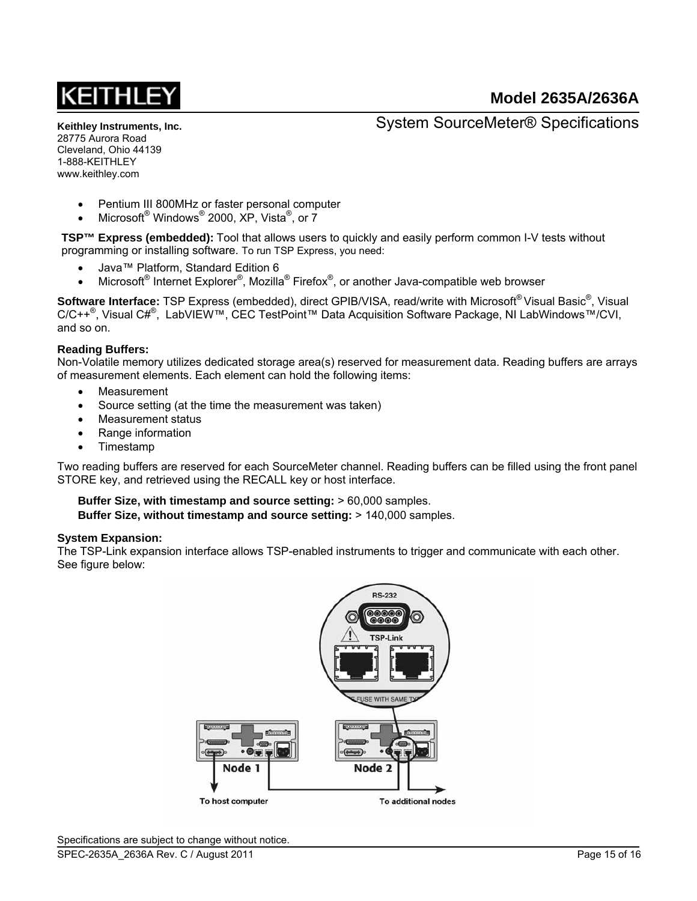- Pentium III 800MHz or faster personal computer
- Microsoft® Windows® 2000, XP, Vista®, or 7

**TSP™ Express (embedded):** Tool that allows users to quickly and easily perform common I-V tests without programming or installing software. To run TSP Express, you need:

- Java™ Platform, Standard Edition 6
- Microsoft® Internet Explorer®, Mozilla® Firefox®, or another Java-compatible web browser

**Software Interface:** TSP Express (embedded), direct GPIB/VISA, read/write with Microsoft® Visual Basic®, Visual C/C++®, Visual C#®, LabVIEW™, CEC TestPoint™ Data Acquisition Software Package, NI LabWindows™/CVI, and so on.

**Reading Buffers:**
Non-Volatile memory utilizes dedicated storage area(s) reserved for measurement data. Reading buffers are arrays of measurement elements. Each element can hold the following items:

- Measurement
- Source setting (at the time the measurement was taken)
- Measurement status
- Range information
- Timestamp

Two reading buffers are reserved for each SourceMeter channel. Reading buffers can be filled using the front panel STORE key, and retrieved using the RECALL key or host interface.

**Buffer Size, with timestamp and source setting:** > 60,000 samples.
**Buffer Size, without timestamp and source setting:** > 140,000 samples.

**System Expansion:**
The TSP-Link expansion interface allows TSP-enabled instruments to trigger and communicate with each other. See figure below:

Specifications are subject to change without notice.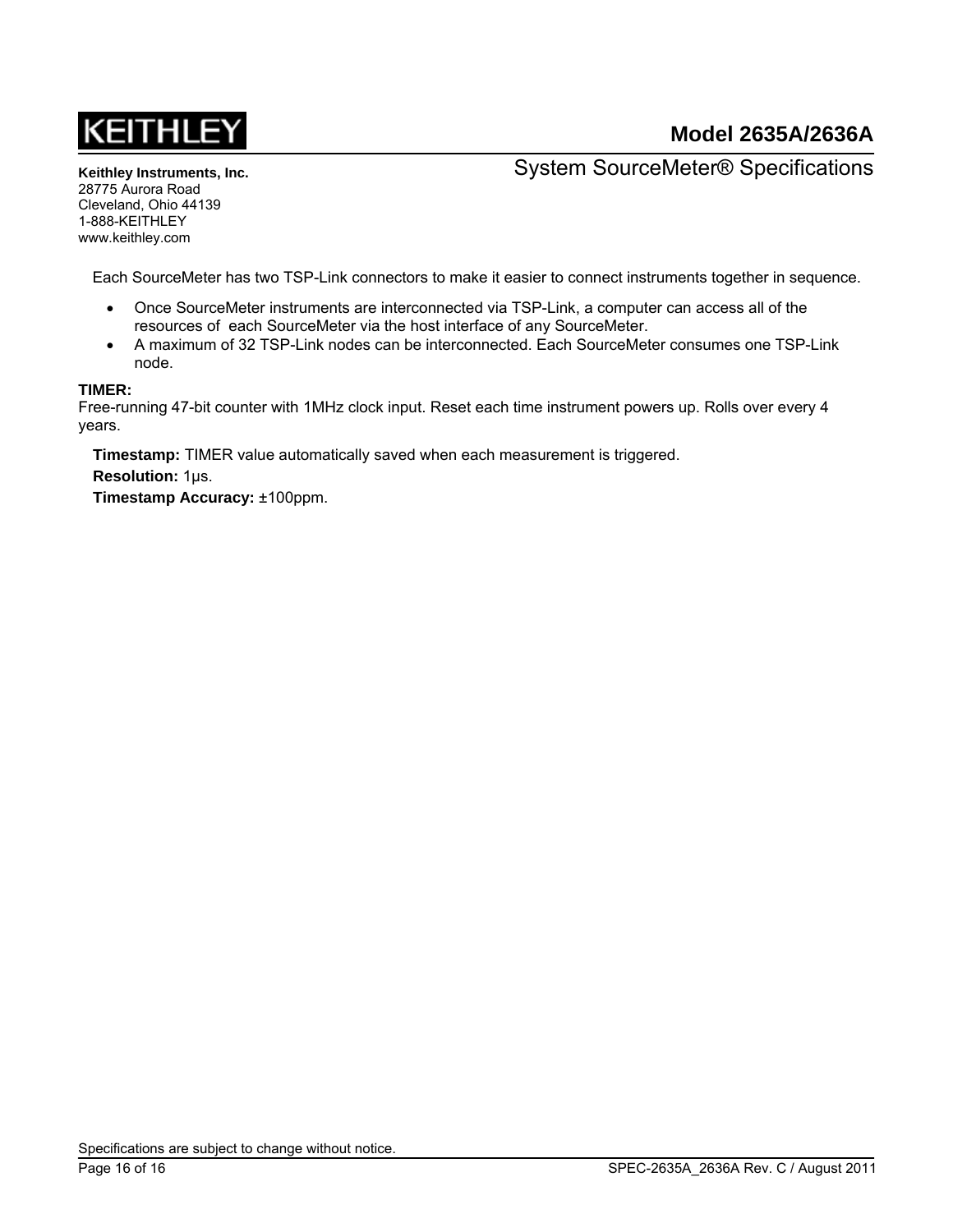Each SourceMeter has two TSP-Link connectors to make it easier to connect instruments together in sequence.

- Once SourceMeter instruments are interconnected via TSP-Link, a computer can access all of the resources of each SourceMeter via the host interface of any SourceMeter.
- A maximum of 32 TSP-Link nodes can be interconnected. Each SourceMeter consumes one TSP-Link node.

**TIMER:**
Free-running 47-bit counter with 1MHz clock input. Reset each time instrument powers up. Rolls over every 4 years.

**Timestamp:** TIMER value automatically saved when each measurement is triggered.

**Resolution:** 1µs.

**Timestamp Accuracy:** ±100ppm.

Specifications are subject to change without notice.